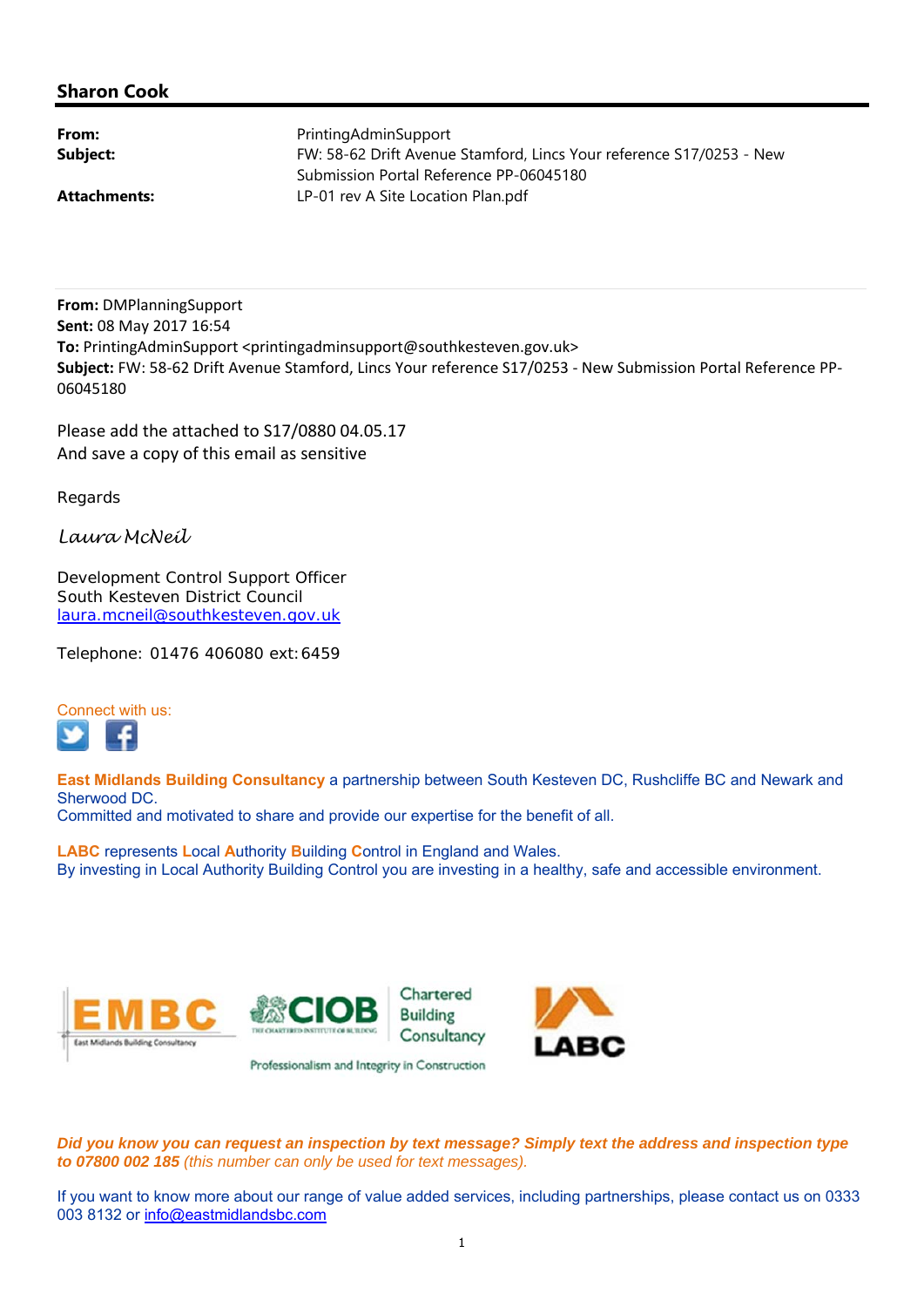## Sharon Cook

**From:** PrintingAdminSupport
**Subject:** FW: 58-62 Drift Avenue Stamford, Lincs Your reference S17/0253 - New Submission Portal Reference PP-06045180
**Attachments:** LP-01 rev A Site Location Plan.pdf

---

**From:** DMPlanningSupport
**Sent:** 08 May 2017 16:54
**To:** PrintingAdminSupport <printingadminsupport@southkesteven.gov.uk>
**Subject:** FW: 58-62 Drift Avenue Stamford, Lincs Your reference S17/0253 - New Submission Portal Reference PP-06045180

Please add the attached to S17/0880 04.05.17
And save a copy of this email as sensitive

Regards

*Laura McNeil*

Development Control Support Officer
South Kesteven District Council
laura.mcneil@southkesteven.gov.uk

Telephone: 01476 406080 ext: 6459

Connect with us:

**East Midlands Building Consultancy** a partnership between South Kesteven DC, Rushcliffe BC and Newark and Sherwood DC.
Committed and motivated to share and provide our expertise for the benefit of all.

**LABC** represents **L**ocal **A**uthority **B**uilding **C**ontrol in England and Wales.
By investing in Local Authority Building Control you are investing in a healthy, safe and accessible environment.

EMBC East Midlands Building Consultancy | CIOB The Chartered Institute of Building | Chartered Building Consultancy | Professionalism and Integrity in Construction | LABC

***Did you know you can request an inspection by text message? Simply text the address and inspection type to 07800 002 185*** *(this number can only be used for text messages).*

If you want to know more about our range of value added services, including partnerships, please contact us on 0333 003 8132 or info@eastmidlandsbc.com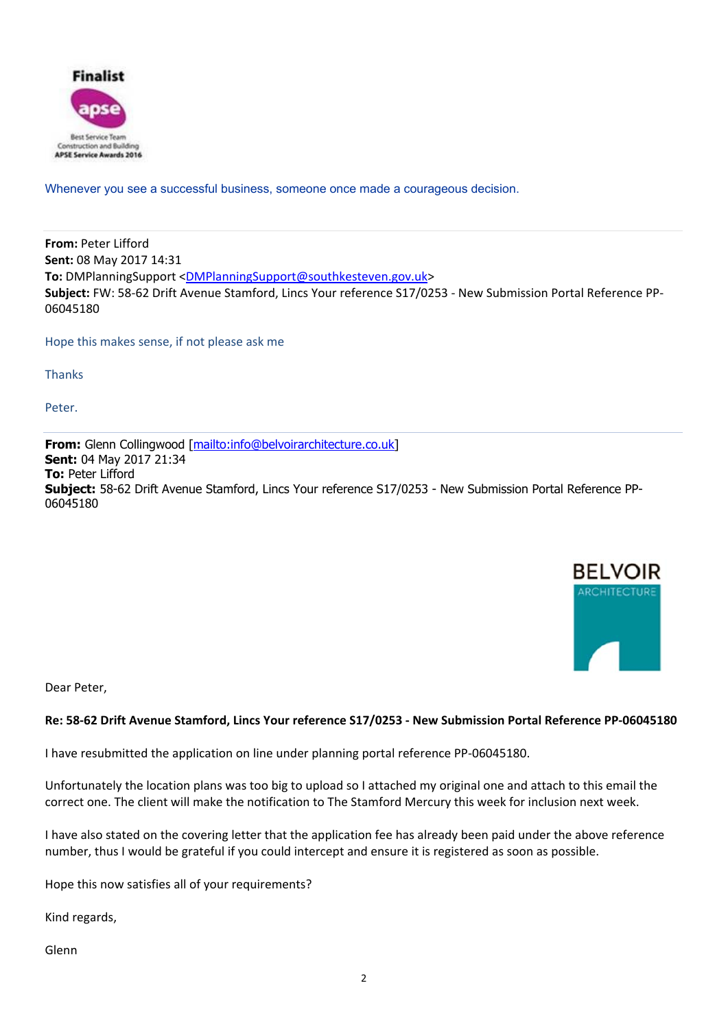Finalist

apse

Best Service Team
Construction and Building
APSE Service Awards 2016

Whenever you see a successful business, someone once made a courageous decision.

---

**From:** Peter Lifford
**Sent:** 08 May 2017 14:31
**To:** DMPlanningSupport <DMPlanningSupport@southkesteven.gov.uk>
**Subject:** FW: 58-62 Drift Avenue Stamford, Lincs Your reference S17/0253 - New Submission Portal Reference PP-06045180

Hope this makes sense, if not please ask me

Thanks

Peter.

---

**From:** Glenn Collingwood [mailto:info@belvoirarchitecture.co.uk]
**Sent:** 04 May 2017 21:34
**To:** Peter Lifford
**Subject:** 58-62 Drift Avenue Stamford, Lincs Your reference S17/0253 - New Submission Portal Reference PP-06045180

BELVOIR
ARCHITECTURE

Dear Peter,

**Re: 58-62 Drift Avenue Stamford, Lincs Your reference S17/0253 - New Submission Portal Reference PP-06045180**

I have resubmitted the application on line under planning portal reference PP-06045180.

Unfortunately the location plans was too big to upload so I attached my original one and attach to this email the correct one. The client will make the notification to The Stamford Mercury this week for inclusion next week.

I have also stated on the covering letter that the application fee has already been paid under the above reference number, thus I would be grateful if you could intercept and ensure it is registered as soon as possible.

Hope this now satisfies all of your requirements?

Kind regards,

Glenn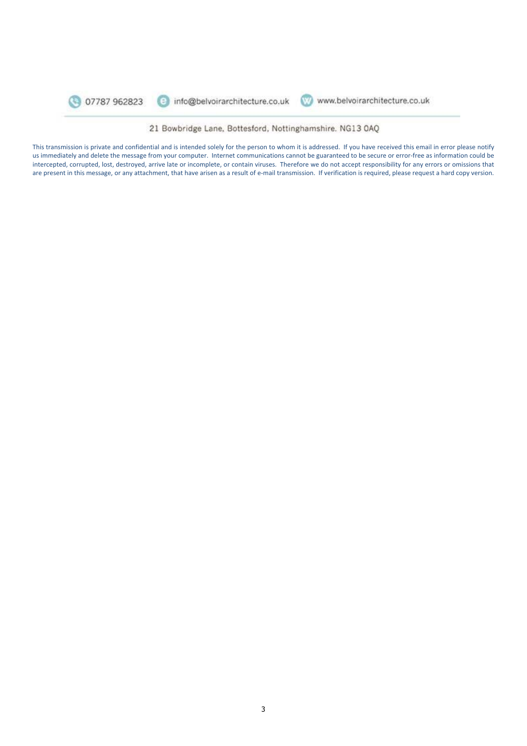07787 962823 info@belvoirarchitecture.co.uk www.belvoirarchitecture.co.uk

21 Bowbridge Lane, Bottesford, Nottinghamshire. NG13 0AQ

This transmission is private and confidential and is intended solely for the person to whom it is addressed. If you have received this email in error please notify us immediately and delete the message from your computer. Internet communications cannot be guaranteed to be secure or error-free as information could be intercepted, corrupted, lost, destroyed, arrive late or incomplete, or contain viruses. Therefore we do not accept responsibility for any errors or omissions that are present in this message, or any attachment, that have arisen as a result of e-mail transmission. If verification is required, please request a hard copy version.